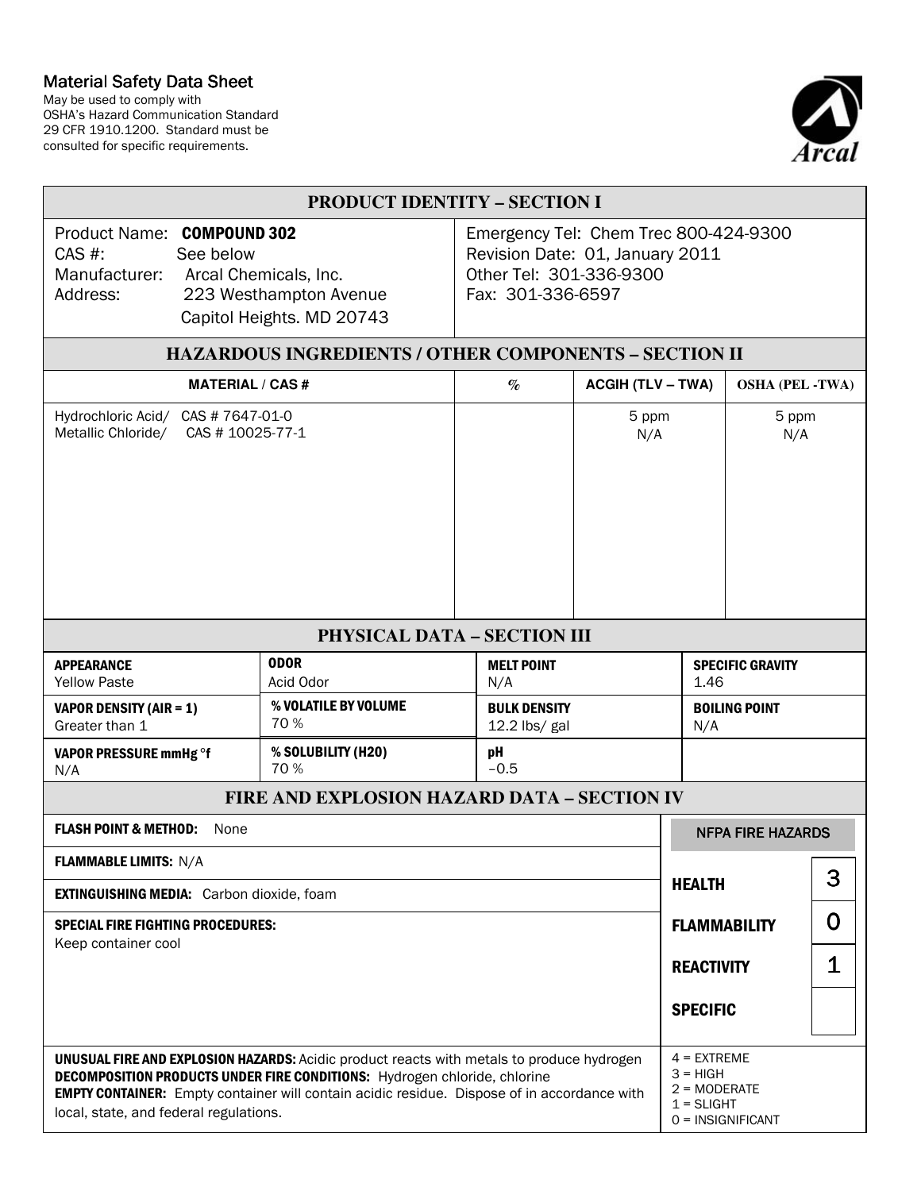# Material Safety Data Sheet

May be used to comply with
OSHA's Hazard Communication Standard
29 CFR 1910.1200. Standard must be
consulted for specific requirements.

Arcal

## PRODUCT IDENTITY – SECTION I

| | |
|---|---|
| Product Name: **COMPOUND 302** | Emergency Tel: Chem Trec 800-424-9300 |
| CAS #: See below | Revision Date: 01, January 2011 |
| Manufacturer: Arcal Chemicals, Inc. | Other Tel: 301-336-9300 |
| Address: 223 Westhampton Avenue, Capitol Heights. MD 20743 | Fax: 301-336-6597 |

## HAZARDOUS INGREDIENTS / OTHER COMPONENTS – SECTION II

| MATERIAL / CAS # | % | ACGIH (TLV – TWA) | OSHA (PEL -TWA) |
|---|---|---|---|
| Hydrochloric Acid/ CAS # 7647-01-0 | | 5 ppm | 5 ppm |
| Metallic Chloride/ CAS # 10025-77-1 | | N/A | N/A |

## PHYSICAL DATA – SECTION III

| APPEARANCE | ODOR | MELT POINT | SPECIFIC GRAVITY |
|---|---|---|---|
| Yellow Paste | Acid Odor | N/A | 1.46 |
| **VAPOR DENSITY (AIR = 1)** | **% VOLATILE BY VOLUME** | **BULK DENSITY** | **BOILING POINT** |
| Greater than 1 | 70 % | 12.2 lbs/ gal | N/A |
| **VAPOR PRESSURE mmHg °f** | **% SOLUBILITY (H20)** | **pH** | |
| N/A | 70 % | −0.5 | |

## FIRE AND EXPLOSION HAZARD DATA – SECTION IV

**FLASH POINT & METHOD:** None

**FLAMMABLE LIMITS:** N/A

**EXTINGUISHING MEDIA:** Carbon dioxide, foam

**SPECIAL FIRE FIGHTING PROCEDURES:**
Keep container cool

| NFPA FIRE HAZARDS | |
|---|---|
| HEALTH | 3 |
| FLAMMABILITY | 0 |
| REACTIVITY | 1 |
| SPECIFIC | |

**UNUSUAL FIRE AND EXPLOSION HAZARDS:** Acidic product reacts with metals to produce hydrogen
**DECOMPOSITION PRODUCTS UNDER FIRE CONDITIONS:** Hydrogen chloride, chlorine
**EMPTY CONTAINER:** Empty container will contain acidic residue. Dispose of in accordance with local, state, and federal regulations.

4 = EXTREME
3 = HIGH
2 = MODERATE
1 = SLIGHT
0 = INSIGNIFICANT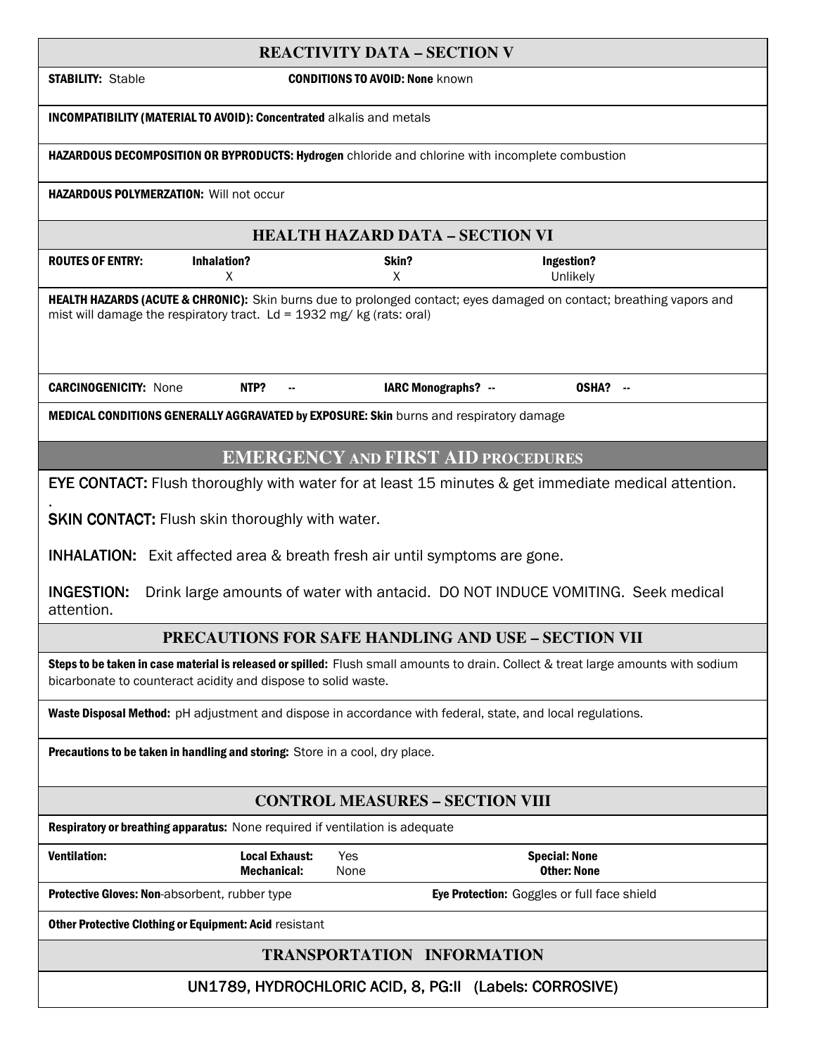## REACTIVITY DATA – SECTION V

**STABILITY:** Stable **CONDITIONS TO AVOID: None** known

**INCOMPATIBILITY (MATERIAL TO AVOID): Concentrated** alkalis and metals

**HAZARDOUS DECOMPOSITION OR BYPRODUCTS: Hydrogen** chloride and chlorine with incomplete combustion

**HAZARDOUS POLYMERZATION:** Will not occur

## HEALTH HAZARD DATA – SECTION VI

| ROUTES OF ENTRY: | Inhalation? | Skin? | Ingestion? |
|---|---|---|---|
| | X | X | Unlikely |

**HEALTH HAZARDS (ACUTE & CHRONIC):** Skin burns due to prolonged contact; eyes damaged on contact; breathing vapors and mist will damage the respiratory tract. Ld = 1932 mg/ kg (rats: oral)

**CARCINOGENICITY:** None **NTP?** -- **IARC Monographs?** -- **OSHA?** --

**MEDICAL CONDITIONS GENERALLY AGGRAVATED by EXPOSURE: Skin** burns and respiratory damage

## EMERGENCY AND FIRST AID PROCEDURES

EYE CONTACT: Flush thoroughly with water for at least 15 minutes & get immediate medical attention.
.

SKIN CONTACT: Flush skin thoroughly with water.

INHALATION: Exit affected area & breath fresh air until symptoms are gone.

INGESTION: Drink large amounts of water with antacid. DO NOT INDUCE VOMITING. Seek medical attention.

## PRECAUTIONS FOR SAFE HANDLING AND USE – SECTION VII

**Steps to be taken in case material is released or spilled:** Flush small amounts to drain. Collect & treat large amounts with sodium bicarbonate to counteract acidity and dispose to solid waste.

**Waste Disposal Method:** pH adjustment and dispose in accordance with federal, state, and local regulations.

**Precautions to be taken in handling and storing:** Store in a cool, dry place.

## CONTROL MEASURES – SECTION VIII

**Respiratory or breathing apparatus:** None required if ventilation is adequate

| Ventilation: | Local Exhaust: | Yes | Special: None |
|---|---|---|---|
| | Mechanical: | None | Other: None |

**Protective Gloves: Non**-absorbent, rubber type **Eye Protection:** Goggles or full face shield

**Other Protective Clothing or Equipment: Acid** resistant

## TRANSPORTATION INFORMATION

UN1789, HYDROCHLORIC ACID, 8, PG:II (Labels: CORROSIVE)